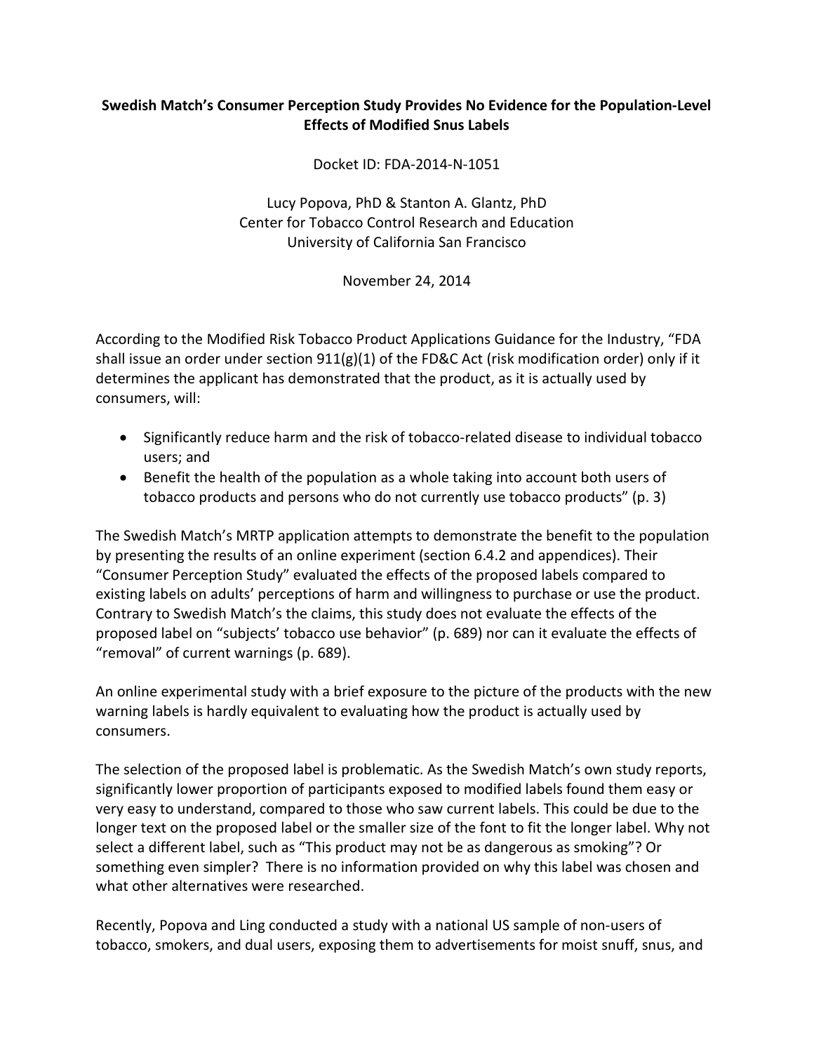# Swedish Match's Consumer Perception Study Provides No Evidence for the Population-Level Effects of Modified Snus Labels

Docket ID: FDA-2014-N-1051

Lucy Popova, PhD & Stanton A. Glantz, PhD
Center for Tobacco Control Research and Education
University of California San Francisco

November 24, 2014

According to the Modified Risk Tobacco Product Applications Guidance for the Industry, "FDA shall issue an order under section 911(g)(1) of the FD&C Act (risk modification order) only if it determines the applicant has demonstrated that the product, as it is actually used by consumers, will:

- Significantly reduce harm and the risk of tobacco-related disease to individual tobacco users; and
- Benefit the health of the population as a whole taking into account both users of tobacco products and persons who do not currently use tobacco products" (p. 3)

The Swedish Match's MRTP application attempts to demonstrate the benefit to the population by presenting the results of an online experiment (section 6.4.2 and appendices). Their "Consumer Perception Study" evaluated the effects of the proposed labels compared to existing labels on adults' perceptions of harm and willingness to purchase or use the product. Contrary to Swedish Match's the claims, this study does not evaluate the effects of the proposed label on "subjects' tobacco use behavior" (p. 689) nor can it evaluate the effects of "removal" of current warnings (p. 689).

An online experimental study with a brief exposure to the picture of the products with the new warning labels is hardly equivalent to evaluating how the product is actually used by consumers.

The selection of the proposed label is problematic. As the Swedish Match's own study reports, significantly lower proportion of participants exposed to modified labels found them easy or very easy to understand, compared to those who saw current labels. This could be due to the longer text on the proposed label or the smaller size of the font to fit the longer label. Why not select a different label, such as "This product may not be as dangerous as smoking"? Or something even simpler? There is no information provided on why this label was chosen and what other alternatives were researched.

Recently, Popova and Ling conducted a study with a national US sample of non-users of tobacco, smokers, and dual users, exposing them to advertisements for moist snuff, snus, and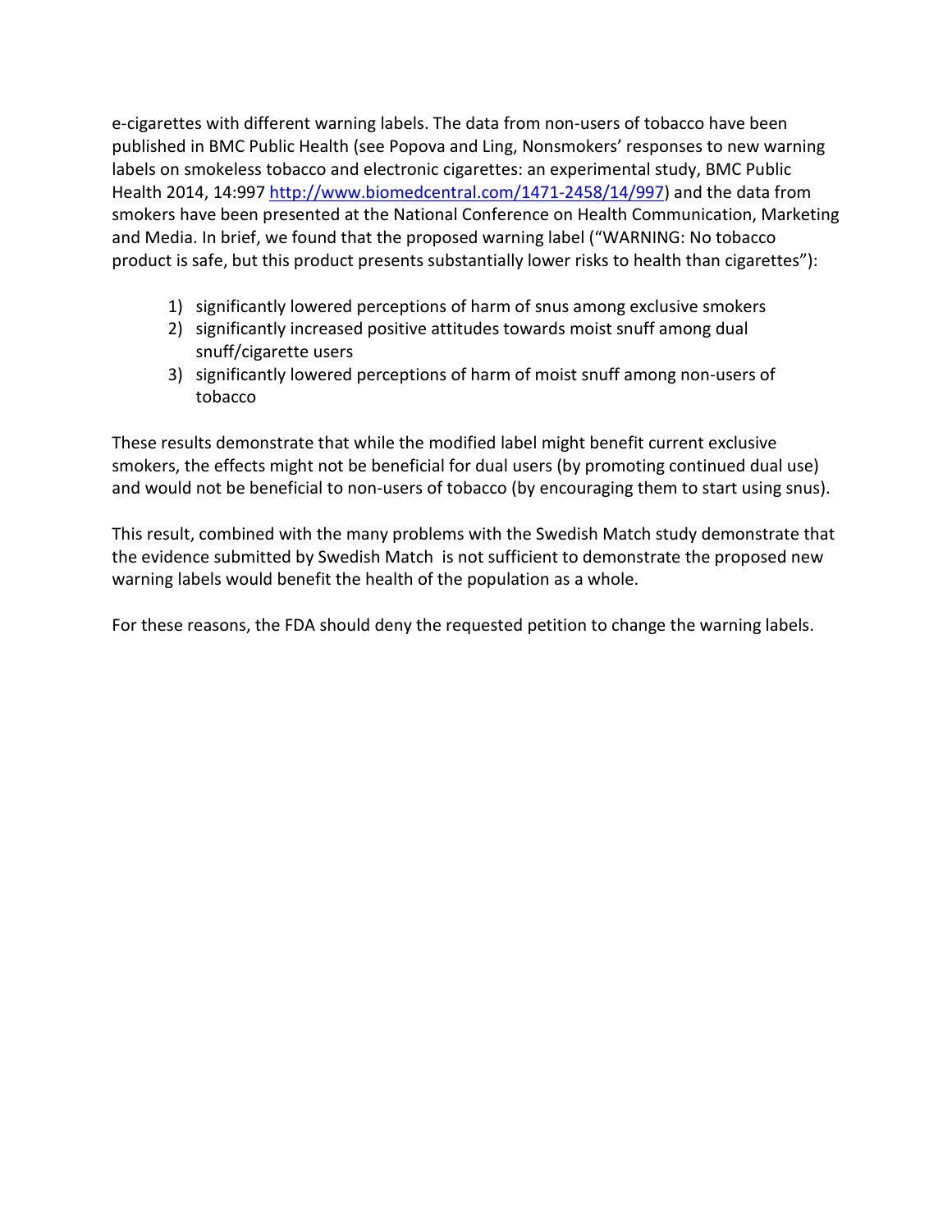e-cigarettes with different warning labels. The data from non-users of tobacco have been published in BMC Public Health (see Popova and Ling, Nonsmokers' responses to new warning labels on smokeless tobacco and electronic cigarettes: an experimental study, BMC Public Health 2014, 14:997 http://www.biomedcentral.com/1471-2458/14/997) and the data from smokers have been presented at the National Conference on Health Communication, Marketing and Media. In brief, we found that the proposed warning label ("WARNING: No tobacco product is safe, but this product presents substantially lower risks to health than cigarettes"):

1) significantly lowered perceptions of harm of snus among exclusive smokers
2) significantly increased positive attitudes towards moist snuff among dual snuff/cigarette users
3) significantly lowered perceptions of harm of moist snuff among non-users of tobacco

These results demonstrate that while the modified label might benefit current exclusive smokers, the effects might not be beneficial for dual users (by promoting continued dual use) and would not be beneficial to non-users of tobacco (by encouraging them to start using snus).

This result, combined with the many problems with the Swedish Match study demonstrate that the evidence submitted by Swedish Match is not sufficient to demonstrate the proposed new warning labels would benefit the health of the population as a whole.

For these reasons, the FDA should deny the requested petition to change the warning labels.